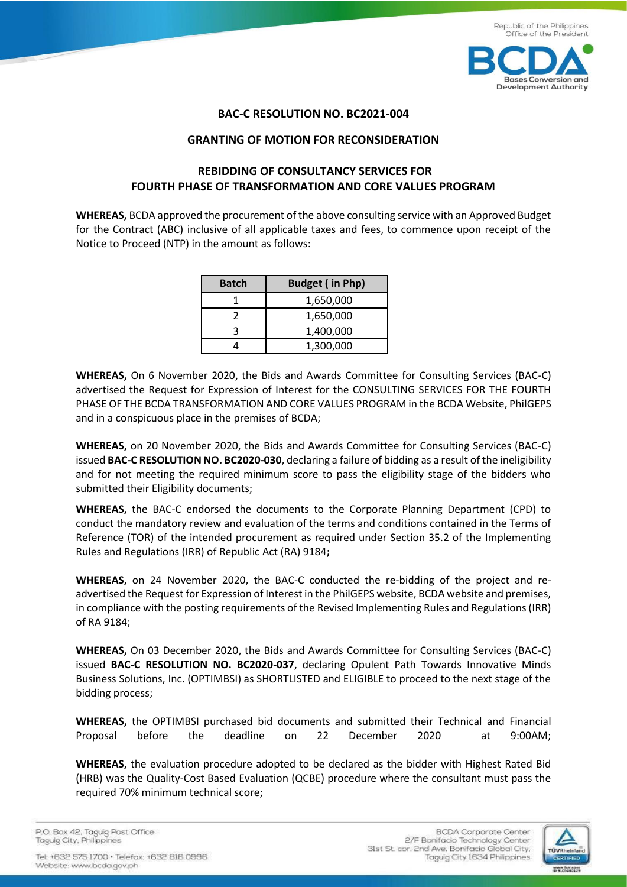**BAC-C RESOLUTION NO. BC2021-004**

**GRANTING OF MOTION FOR RECONSIDERATION**

**REBIDDING OF CONSULTANCY SERVICES FOR FOURTH PHASE OF TRANSFORMATION AND CORE VALUES PROGRAM**

**WHEREAS,** BCDA approved the procurement of the above consulting service with an Approved Budget for the Contract (ABC) inclusive of all applicable taxes and fees, to commence upon receipt of the Notice to Proceed (NTP) in the amount as follows:

| Batch | Budget ( in Php) |
|---|---|
| 1 | 1,650,000 |
| 2 | 1,650,000 |
| 3 | 1,400,000 |
| 4 | 1,300,000 |

**WHEREAS,** On 6 November 2020, the Bids and Awards Committee for Consulting Services (BAC-C) advertised the Request for Expression of Interest for the CONSULTING SERVICES FOR THE FOURTH PHASE OF THE BCDA TRANSFORMATION AND CORE VALUES PROGRAM in the BCDA Website, PhilGEPS and in a conspicuous place in the premises of BCDA;

**WHEREAS,** on 20 November 2020, the Bids and Awards Committee for Consulting Services (BAC-C) issued **BAC-C RESOLUTION NO. BC2020-030**, declaring a failure of bidding as a result of the ineligibility and for not meeting the required minimum score to pass the eligibility stage of the bidders who submitted their Eligibility documents;

**WHEREAS,** the BAC-C endorsed the documents to the Corporate Planning Department (CPD) to conduct the mandatory review and evaluation of the terms and conditions contained in the Terms of Reference (TOR) of the intended procurement as required under Section 35.2 of the Implementing Rules and Regulations (IRR) of Republic Act (RA) 9184**;**

**WHEREAS,** on 24 November 2020, the BAC-C conducted the re-bidding of the project and re-advertised the Request for Expression of Interest in the PhilGEPS website, BCDA website and premises, in compliance with the posting requirements of the Revised Implementing Rules and Regulations (IRR) of RA 9184;

**WHEREAS,** On 03 December 2020, the Bids and Awards Committee for Consulting Services (BAC-C) issued **BAC-C RESOLUTION NO. BC2020-037**, declaring Opulent Path Towards Innovative Minds Business Solutions, Inc. (OPTIMBSI) as SHORTLISTED and ELIGIBLE to proceed to the next stage of the bidding process;

**WHEREAS,** the OPTIMBSI purchased bid documents and submitted their Technical and Financial Proposal before the deadline on 22 December 2020 at 9:00AM;

**WHEREAS,** the evaluation procedure adopted to be declared as the bidder with Highest Rated Bid (HRB) was the Quality-Cost Based Evaluation (QCBE) procedure where the consultant must pass the required 70% minimum technical score;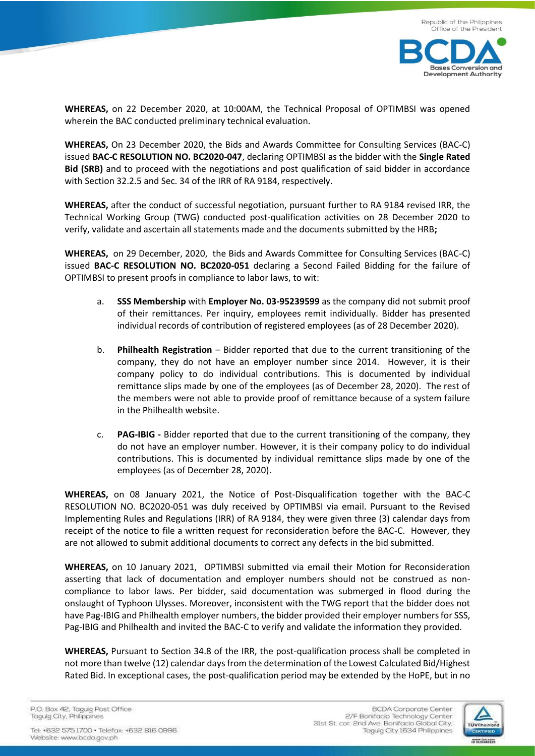**WHEREAS,** on 22 December 2020, at 10:00AM, the Technical Proposal of OPTIMBSI was opened wherein the BAC conducted preliminary technical evaluation.

**WHEREAS,** On 23 December 2020, the Bids and Awards Committee for Consulting Services (BAC-C) issued **BAC-C RESOLUTION NO. BC2020-047**, declaring OPTIMBSI as the bidder with the **Single Rated Bid (SRB)** and to proceed with the negotiations and post qualification of said bidder in accordance with Section 32.2.5 and Sec. 34 of the IRR of RA 9184, respectively.

**WHEREAS,** after the conduct of successful negotiation, pursuant further to RA 9184 revised IRR, the Technical Working Group (TWG) conducted post-qualification activities on 28 December 2020 to verify, validate and ascertain all statements made and the documents submitted by the HRB**;**

**WHEREAS,** on 29 December, 2020, the Bids and Awards Committee for Consulting Services (BAC-C) issued **BAC-C RESOLUTION NO. BC2020-051** declaring a Second Failed Bidding for the failure of OPTIMBSI to present proofs in compliance to labor laws, to wit:

a. **SSS Membership** with **Employer No. 03-95239599** as the company did not submit proof of their remittances. Per inquiry, employees remit individually. Bidder has presented individual records of contribution of registered employees (as of 28 December 2020).

b. **Philhealth Registration** – Bidder reported that due to the current transitioning of the company, they do not have an employer number since 2014. However, it is their company policy to do individual contributions. This is documented by individual remittance slips made by one of the employees (as of December 28, 2020). The rest of the members were not able to provide proof of remittance because of a system failure in the Philhealth website.

c. **PAG-IBIG -** Bidder reported that due to the current transitioning of the company, they do not have an employer number. However, it is their company policy to do individual contributions. This is documented by individual remittance slips made by one of the employees (as of December 28, 2020).

**WHEREAS,** on 08 January 2021, the Notice of Post-Disqualification together with the BAC-C RESOLUTION NO. BC2020-051 was duly received by OPTIMBSI via email. Pursuant to the Revised Implementing Rules and Regulations (IRR) of RA 9184, they were given three (3) calendar days from receipt of the notice to file a written request for reconsideration before the BAC-C. However, they are not allowed to submit additional documents to correct any defects in the bid submitted.

**WHEREAS,** on 10 January 2021, OPTIMBSI submitted via email their Motion for Reconsideration asserting that lack of documentation and employer numbers should not be construed as non-compliance to labor laws. Per bidder, said documentation was submerged in flood during the onslaught of Typhoon Ulysses. Moreover, inconsistent with the TWG report that the bidder does not have Pag-IBIG and Philhealth employer numbers, the bidder provided their employer numbers for SSS, Pag-IBIG and Philhealth and invited the BAC-C to verify and validate the information they provided.

**WHEREAS,** Pursuant to Section 34.8 of the IRR, the post-qualification process shall be completed in not more than twelve (12) calendar days from the determination of the Lowest Calculated Bid/Highest Rated Bid. In exceptional cases, the post-qualification period may be extended by the HoPE, but in no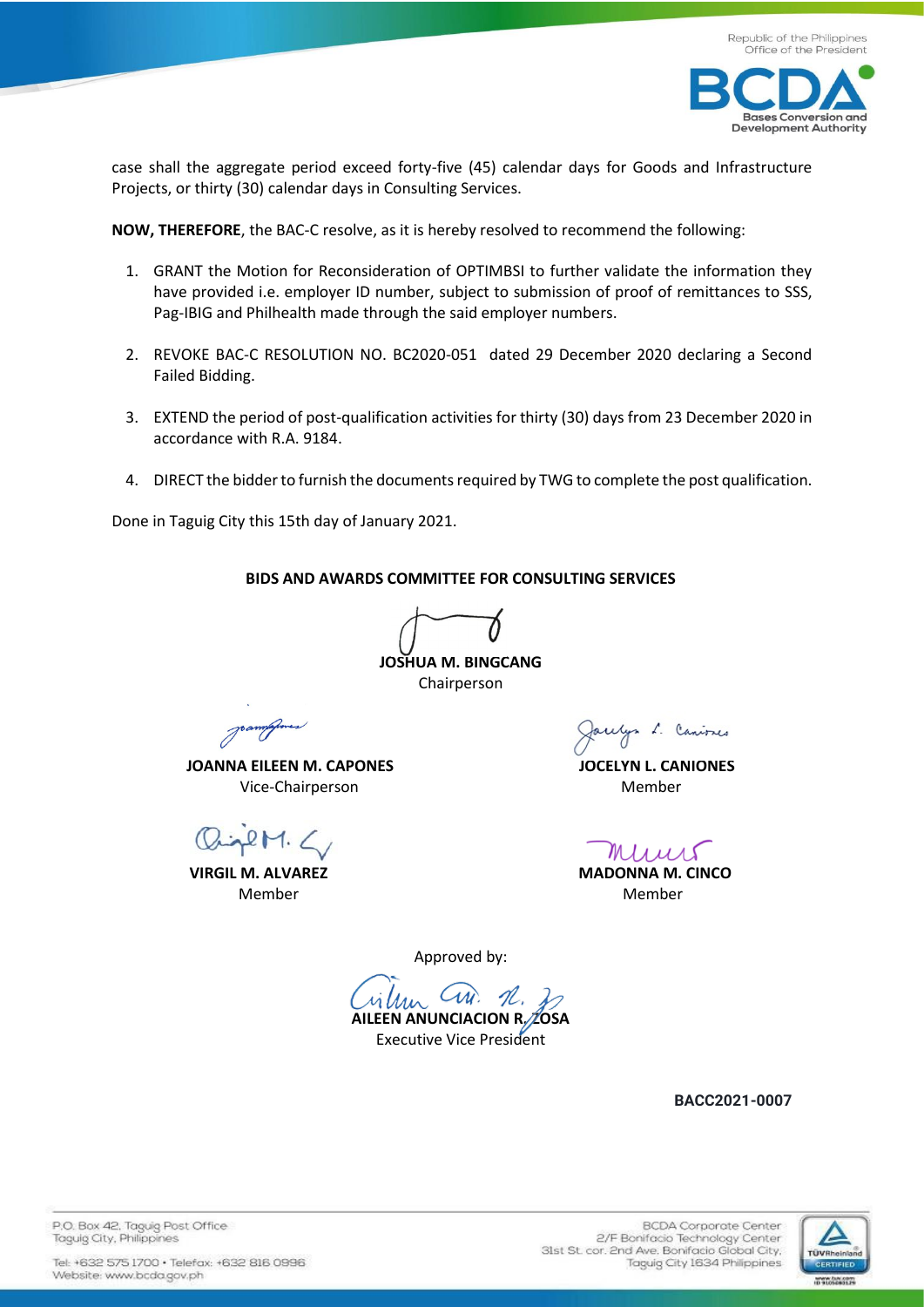case shall the aggregate period exceed forty-five (45) calendar days for Goods and Infrastructure Projects, or thirty (30) calendar days in Consulting Services.

**NOW, THEREFORE**, the BAC-C resolve, as it is hereby resolved to recommend the following:

1. GRANT the Motion for Reconsideration of OPTIMBSI to further validate the information they have provided i.e. employer ID number, subject to submission of proof of remittances to SSS, Pag-IBIG and Philhealth made through the said employer numbers.

2. REVOKE BAC-C RESOLUTION NO. BC2020-051 dated 29 December 2020 declaring a Second Failed Bidding.

3. EXTEND the period of post-qualification activities for thirty (30) days from 23 December 2020 in accordance with R.A. 9184.

4. DIRECT the bidder to furnish the documents required by TWG to complete the post qualification.

Done in Taguig City this 15th day of January 2021.

**BIDS AND AWARDS COMMITTEE FOR CONSULTING SERVICES**

**JOSHUA M. BINGCANG**
Chairperson

**JOANNA EILEEN M. CAPONES**
Vice-Chairperson

**JOCELYN L. CANIONES**
Member

**VIRGIL M. ALVAREZ**
Member

**MADONNA M. CINCO**
Member

Approved by:

**AILEEN ANUNCIACION R. ZOSA**
Executive Vice President

**BACC2021-0007**